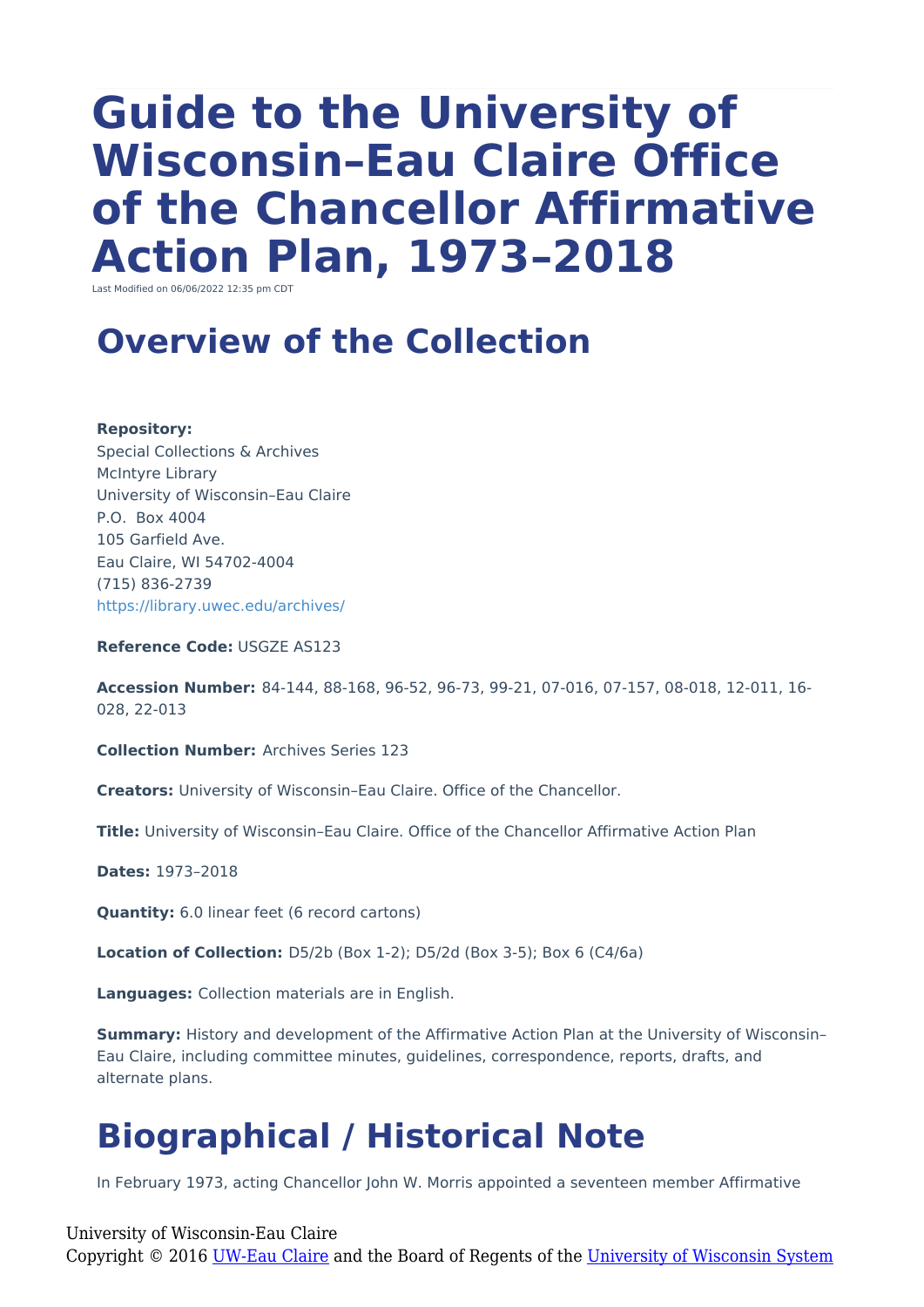# Guide to the University of Wisconsin–Eau Claire Office of the Chancellor Affirmative Action Plan, 1973–2018

Last Modified on 06/06/2022 12:35 pm CDT

## Overview of the Collection

**Repository:**
Special Collections & Archives
McIntyre Library
University of Wisconsin–Eau Claire
P.O. Box 4004
105 Garfield Ave.
Eau Claire, WI 54702-4004
(715) 836-2739
https://library.uwec.edu/archives/

**Reference Code:** USGZE AS123

**Accession Number:** 84-144, 88-168, 96-52, 96-73, 99-21, 07-016, 07-157, 08-018, 12-011, 16-028, 22-013

**Collection Number:** Archives Series 123

**Creators:** University of Wisconsin–Eau Claire. Office of the Chancellor.

**Title:** University of Wisconsin–Eau Claire. Office of the Chancellor Affirmative Action Plan

**Dates:** 1973–2018

**Quantity:** 6.0 linear feet (6 record cartons)

**Location of Collection:** D5/2b (Box 1-2); D5/2d (Box 3-5); Box 6 (C4/6a)

**Languages:** Collection materials are in English.

**Summary:** History and development of the Affirmative Action Plan at the University of Wisconsin–Eau Claire, including committee minutes, guidelines, correspondence, reports, drafts, and alternate plans.

## Biographical / Historical Note

In February 1973, acting Chancellor John W. Morris appointed a seventeen member Affirmative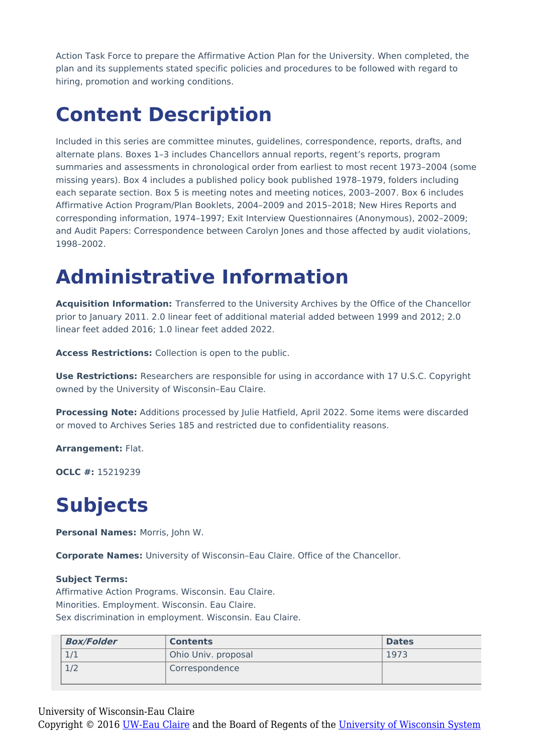Action Task Force to prepare the Affirmative Action Plan for the University. When completed, the plan and its supplements stated specific policies and procedures to be followed with regard to hiring, promotion and working conditions.

# Content Description

Included in this series are committee minutes, guidelines, correspondence, reports, drafts, and alternate plans. Boxes 1–3 includes Chancellors annual reports, regent's reports, program summaries and assessments in chronological order from earliest to most recent 1973–2004 (some missing years). Box 4 includes a published policy book published 1978–1979, folders including each separate section. Box 5 is meeting notes and meeting notices, 2003–2007. Box 6 includes Affirmative Action Program/Plan Booklets, 2004–2009 and 2015–2018; New Hires Reports and corresponding information, 1974–1997; Exit Interview Questionnaires (Anonymous), 2002–2009; and Audit Papers: Correspondence between Carolyn Jones and those affected by audit violations, 1998–2002.

# Administrative Information

**Acquisition Information:** Transferred to the University Archives by the Office of the Chancellor prior to January 2011. 2.0 linear feet of additional material added between 1999 and 2012; 2.0 linear feet added 2016; 1.0 linear feet added 2022.

**Access Restrictions:** Collection is open to the public.

**Use Restrictions:** Researchers are responsible for using in accordance with 17 U.S.C. Copyright owned by the University of Wisconsin–Eau Claire.

**Processing Note:** Additions processed by Julie Hatfield, April 2022. Some items were discarded or moved to Archives Series 185 and restricted due to confidentiality reasons.

**Arrangement:** Flat.

**OCLC #:** 15219239

# Subjects

**Personal Names:** Morris, John W.

**Corporate Names:** University of Wisconsin–Eau Claire. Office of the Chancellor.

**Subject Terms:**
Affirmative Action Programs. Wisconsin. Eau Claire.
Minorities. Employment. Wisconsin. Eau Claire.
Sex discrimination in employment. Wisconsin. Eau Claire.

| ***Box/Folder*** | **Contents** | **Dates** |
|---|---|---|
| 1/1 | Ohio Univ. proposal | 1973 |
| 1/2 | Correspondence | |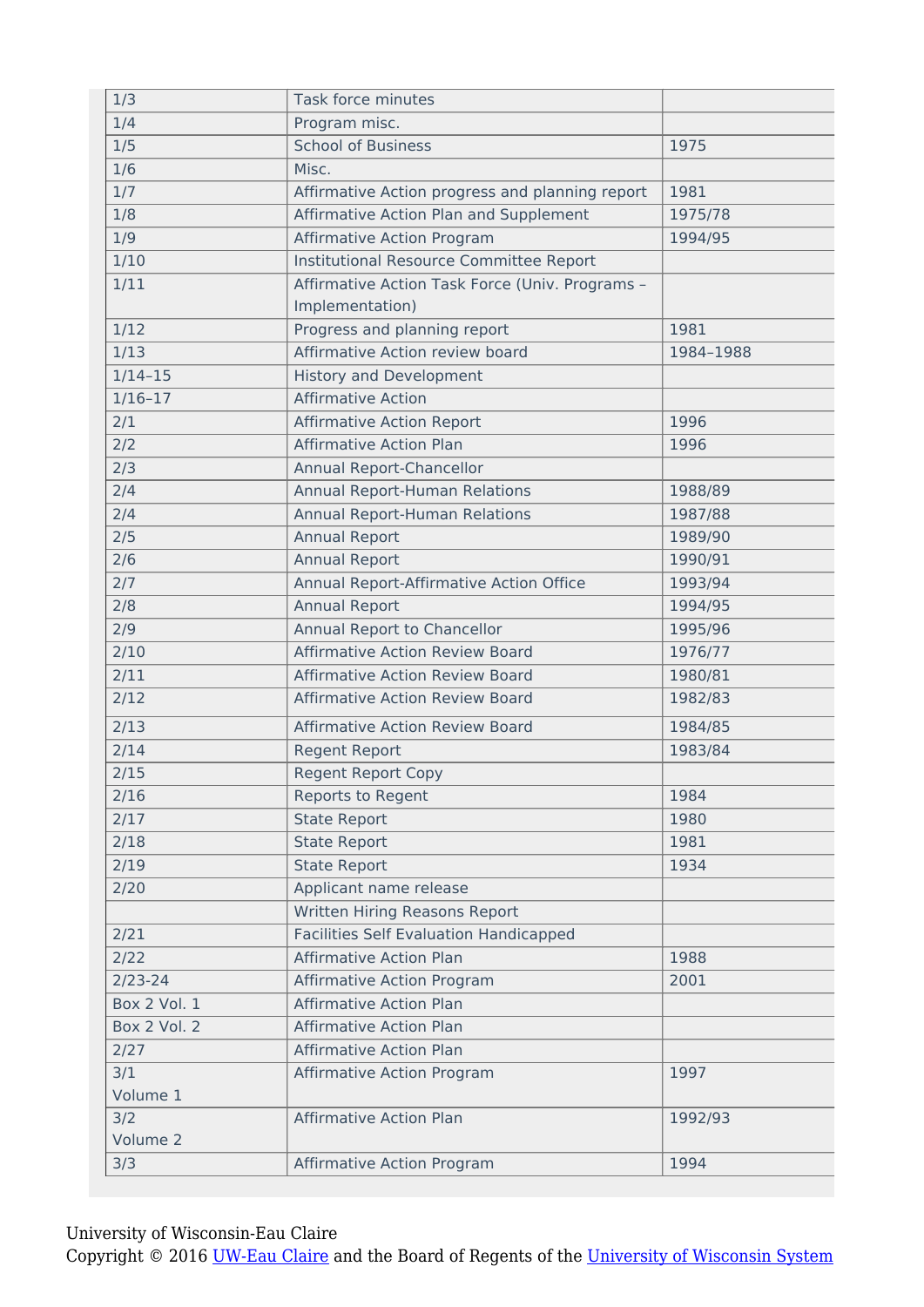| | | |
|---|---|---|
| 1/3 | Task force minutes | |
| 1/4 | Program misc. | |
| 1/5 | School of Business | 1975 |
| 1/6 | Misc. | |
| 1/7 | Affirmative Action progress and planning report | 1981 |
| 1/8 | Affirmative Action Plan and Supplement | 1975/78 |
| 1/9 | Affirmative Action Program | 1994/95 |
| 1/10 | Institutional Resource Committee Report | |
| 1/11 | Affirmative Action Task Force (Univ. Programs – Implementation) | |
| 1/12 | Progress and planning report | 1981 |
| 1/13 | Affirmative Action review board | 1984–1988 |
| 1/14–15 | History and Development | |
| 1/16–17 | Affirmative Action | |
| 2/1 | Affirmative Action Report | 1996 |
| 2/2 | Affirmative Action Plan | 1996 |
| 2/3 | Annual Report-Chancellor | |
| 2/4 | Annual Report-Human Relations | 1988/89 |
| 2/4 | Annual Report-Human Relations | 1987/88 |
| 2/5 | Annual Report | 1989/90 |
| 2/6 | Annual Report | 1990/91 |
| 2/7 | Annual Report-Affirmative Action Office | 1993/94 |
| 2/8 | Annual Report | 1994/95 |
| 2/9 | Annual Report to Chancellor | 1995/96 |
| 2/10 | Affirmative Action Review Board | 1976/77 |
| 2/11 | Affirmative Action Review Board | 1980/81 |
| 2/12 | Affirmative Action Review Board | 1982/83 |
| 2/13 | Affirmative Action Review Board | 1984/85 |
| 2/14 | Regent Report | 1983/84 |
| 2/15 | Regent Report Copy | |
| 2/16 | Reports to Regent | 1984 |
| 2/17 | State Report | 1980 |
| 2/18 | State Report | 1981 |
| 2/19 | State Report | 1934 |
| 2/20 | Applicant name release | |
| | Written Hiring Reasons Report | |
| 2/21 | Facilities Self Evaluation Handicapped | |
| 2/22 | Affirmative Action Plan | 1988 |
| 2/23-24 | Affirmative Action Program | 2001 |
| Box 2 Vol. 1 | Affirmative Action Plan | |
| Box 2 Vol. 2 | Affirmative Action Plan | |
| 2/27 | Affirmative Action Plan | |
| 3/1 Volume 1 | Affirmative Action Program | 1997 |
| 3/2 Volume 2 | Affirmative Action Plan | 1992/93 |
| 3/3 | Affirmative Action Program | 1994 |

University of Wisconsin-Eau Claire
Copyright © 2016 UW-Eau Claire and the Board of Regents of the University of Wisconsin System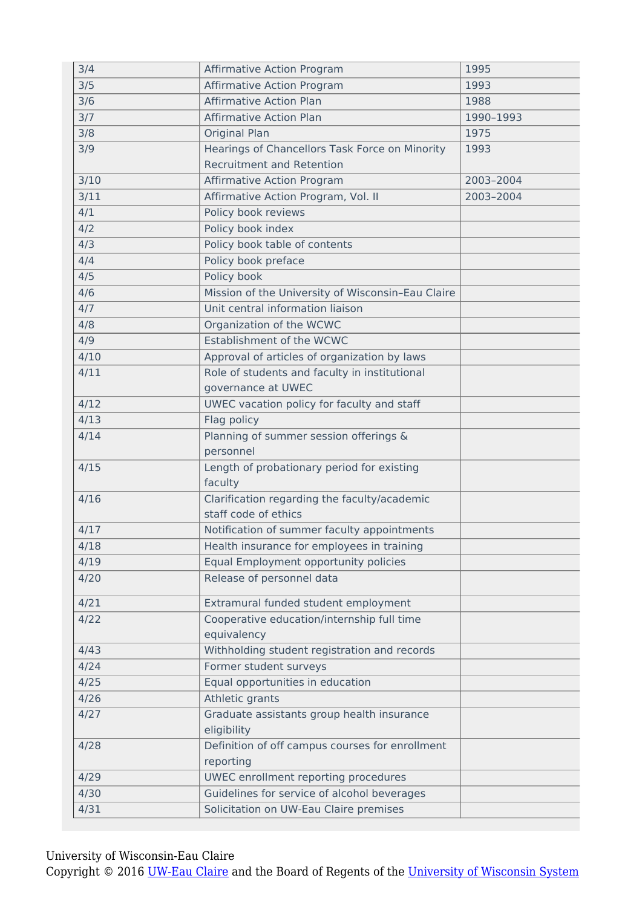| | | |
|---|---|---|
| 3/4 | Affirmative Action Program | 1995 |
| 3/5 | Affirmative Action Program | 1993 |
| 3/6 | Affirmative Action Plan | 1988 |
| 3/7 | Affirmative Action Plan | 1990–1993 |
| 3/8 | Original Plan | 1975 |
| 3/9 | Hearings of Chancellors Task Force on Minority Recruitment and Retention | 1993 |
| 3/10 | Affirmative Action Program | 2003–2004 |
| 3/11 | Affirmative Action Program, Vol. II | 2003–2004 |
| 4/1 | Policy book reviews | |
| 4/2 | Policy book index | |
| 4/3 | Policy book table of contents | |
| 4/4 | Policy book preface | |
| 4/5 | Policy book | |
| 4/6 | Mission of the University of Wisconsin–Eau Claire | |
| 4/7 | Unit central information liaison | |
| 4/8 | Organization of the WCWC | |
| 4/9 | Establishment of the WCWC | |
| 4/10 | Approval of articles of organization by laws | |
| 4/11 | Role of students and faculty in institutional governance at UWEC | |
| 4/12 | UWEC vacation policy for faculty and staff | |
| 4/13 | Flag policy | |
| 4/14 | Planning of summer session offerings & personnel | |
| 4/15 | Length of probationary period for existing faculty | |
| 4/16 | Clarification regarding the faculty/academic staff code of ethics | |
| 4/17 | Notification of summer faculty appointments | |
| 4/18 | Health insurance for employees in training | |
| 4/19 | Equal Employment opportunity policies | |
| 4/20 | Release of personnel data | |
| 4/21 | Extramural funded student employment | |
| 4/22 | Cooperative education/internship full time equivalency | |
| 4/43 | Withholding student registration and records | |
| 4/24 | Former student surveys | |
| 4/25 | Equal opportunities in education | |
| 4/26 | Athletic grants | |
| 4/27 | Graduate assistants group health insurance eligibility | |
| 4/28 | Definition of off campus courses for enrollment reporting | |
| 4/29 | UWEC enrollment reporting procedures | |
| 4/30 | Guidelines for service of alcohol beverages | |
| 4/31 | Solicitation on UW-Eau Claire premises | |

University of Wisconsin-Eau Claire
Copyright © 2016 UW-Eau Claire and the Board of Regents of the University of Wisconsin System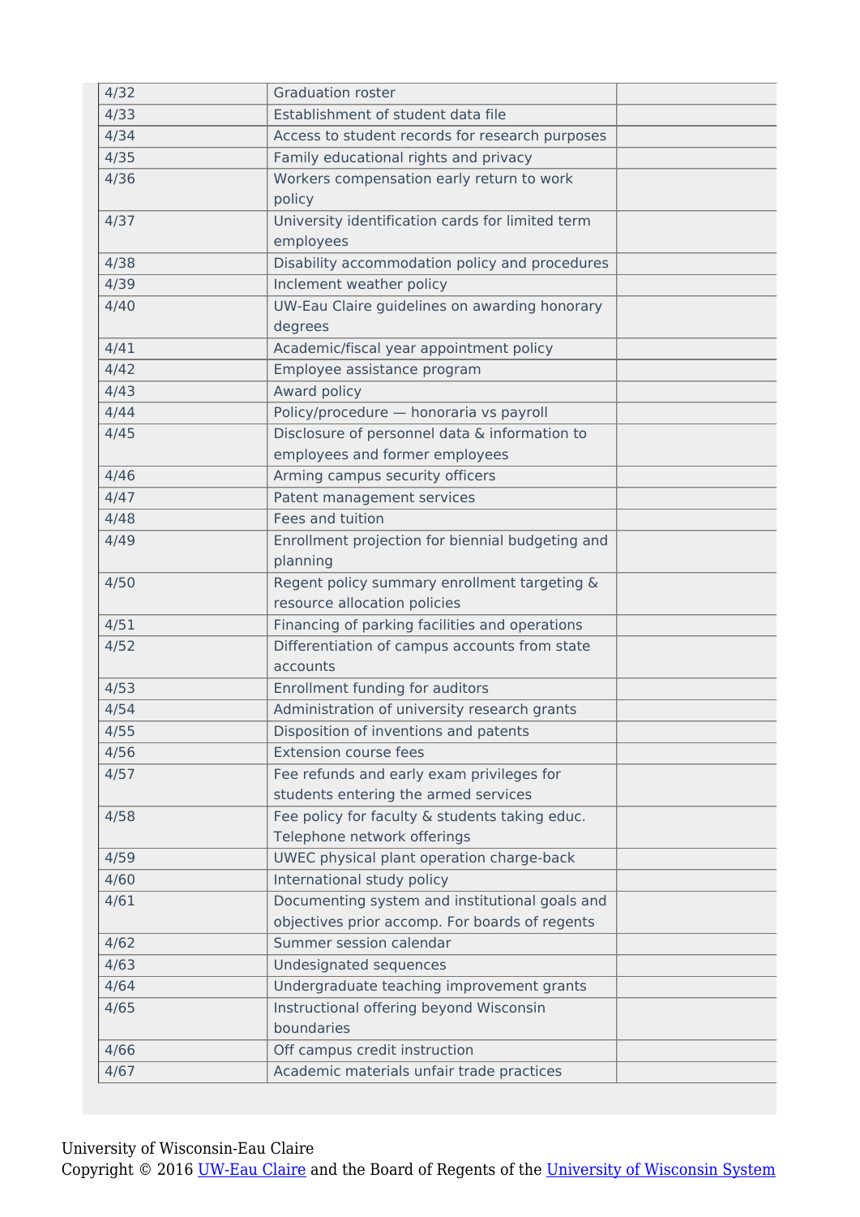| | | |
|---|---|---|
| 4/32 | Graduation roster | |
| 4/33 | Establishment of student data file | |
| 4/34 | Access to student records for research purposes | |
| 4/35 | Family educational rights and privacy | |
| 4/36 | Workers compensation early return to work policy | |
| 4/37 | University identification cards for limited term employees | |
| 4/38 | Disability accommodation policy and procedures | |
| 4/39 | Inclement weather policy | |
| 4/40 | UW-Eau Claire guidelines on awarding honorary degrees | |
| 4/41 | Academic/fiscal year appointment policy | |
| 4/42 | Employee assistance program | |
| 4/43 | Award policy | |
| 4/44 | Policy/procedure — honoraria vs payroll | |
| 4/45 | Disclosure of personnel data & information to employees and former employees | |
| 4/46 | Arming campus security officers | |
| 4/47 | Patent management services | |
| 4/48 | Fees and tuition | |
| 4/49 | Enrollment projection for biennial budgeting and planning | |
| 4/50 | Regent policy summary enrollment targeting & resource allocation policies | |
| 4/51 | Financing of parking facilities and operations | |
| 4/52 | Differentiation of campus accounts from state accounts | |
| 4/53 | Enrollment funding for auditors | |
| 4/54 | Administration of university research grants | |
| 4/55 | Disposition of inventions and patents | |
| 4/56 | Extension course fees | |
| 4/57 | Fee refunds and early exam privileges for students entering the armed services | |
| 4/58 | Fee policy for faculty & students taking educ. Telephone network offerings | |
| 4/59 | UWEC physical plant operation charge-back | |
| 4/60 | International study policy | |
| 4/61 | Documenting system and institutional goals and objectives prior accomp. For boards of regents | |
| 4/62 | Summer session calendar | |
| 4/63 | Undesignated sequences | |
| 4/64 | Undergraduate teaching improvement grants | |
| 4/65 | Instructional offering beyond Wisconsin boundaries | |
| 4/66 | Off campus credit instruction | |
| 4/67 | Academic materials unfair trade practices | |

University of Wisconsin-Eau Claire
Copyright © 2016 UW-Eau Claire and the Board of Regents of the University of Wisconsin System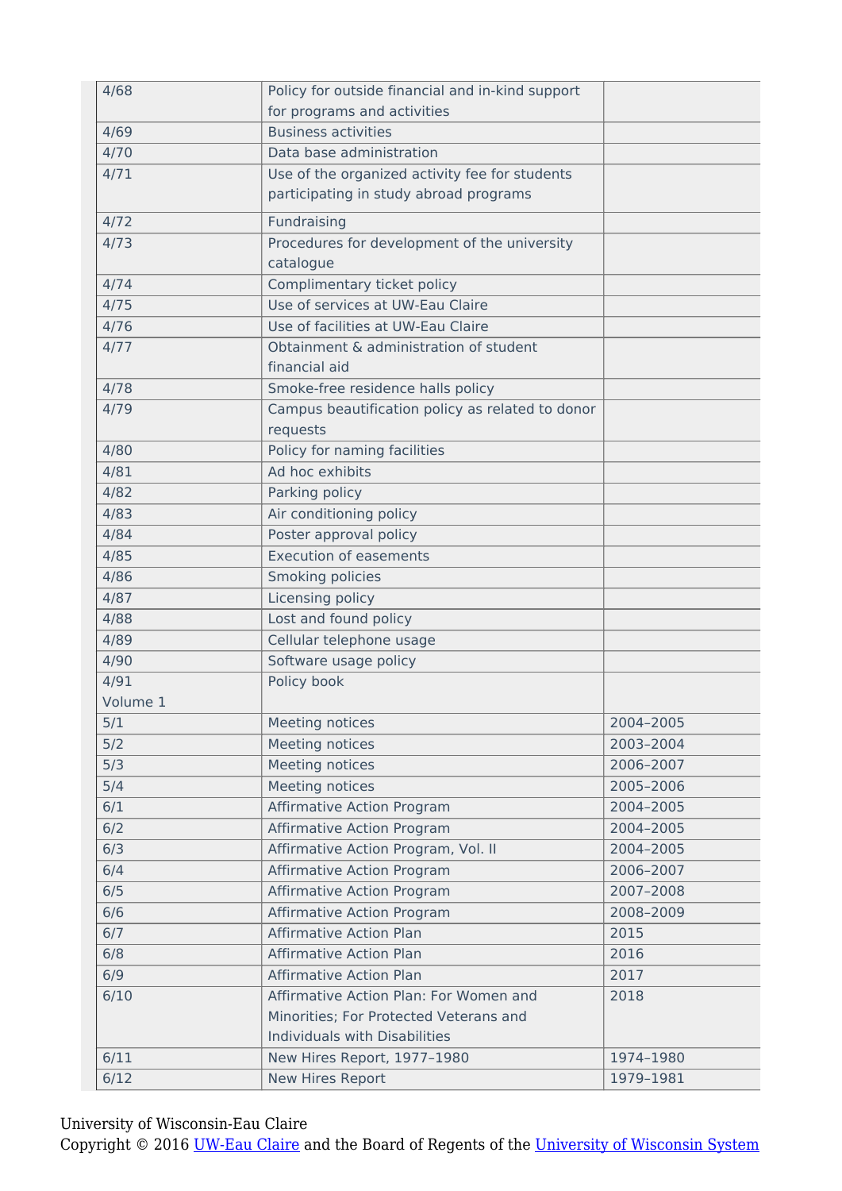| | | |
|---|---|---|
| 4/68 | Policy for outside financial and in-kind support for programs and activities | |
| 4/69 | Business activities | |
| 4/70 | Data base administration | |
| 4/71 | Use of the organized activity fee for students participating in study abroad programs | |
| 4/72 | Fundraising | |
| 4/73 | Procedures for development of the university catalogue | |
| 4/74 | Complimentary ticket policy | |
| 4/75 | Use of services at UW-Eau Claire | |
| 4/76 | Use of facilities at UW-Eau Claire | |
| 4/77 | Obtainment & administration of student financial aid | |
| 4/78 | Smoke-free residence halls policy | |
| 4/79 | Campus beautification policy as related to donor requests | |
| 4/80 | Policy for naming facilities | |
| 4/81 | Ad hoc exhibits | |
| 4/82 | Parking policy | |
| 4/83 | Air conditioning policy | |
| 4/84 | Poster approval policy | |
| 4/85 | Execution of easements | |
| 4/86 | Smoking policies | |
| 4/87 | Licensing policy | |
| 4/88 | Lost and found policy | |
| 4/89 | Cellular telephone usage | |
| 4/90 | Software usage policy | |
| 4/91 Volume 1 | Policy book | |
| 5/1 | Meeting notices | 2004–2005 |
| 5/2 | Meeting notices | 2003–2004 |
| 5/3 | Meeting notices | 2006–2007 |
| 5/4 | Meeting notices | 2005–2006 |
| 6/1 | Affirmative Action Program | 2004–2005 |
| 6/2 | Affirmative Action Program | 2004–2005 |
| 6/3 | Affirmative Action Program, Vol. II | 2004–2005 |
| 6/4 | Affirmative Action Program | 2006–2007 |
| 6/5 | Affirmative Action Program | 2007–2008 |
| 6/6 | Affirmative Action Program | 2008–2009 |
| 6/7 | Affirmative Action Plan | 2015 |
| 6/8 | Affirmative Action Plan | 2016 |
| 6/9 | Affirmative Action Plan | 2017 |
| 6/10 | Affirmative Action Plan: For Women and Minorities; For Protected Veterans and Individuals with Disabilities | 2018 |
| 6/11 | New Hires Report, 1977–1980 | 1974–1980 |
| 6/12 | New Hires Report | 1979–1981 |

University of Wisconsin-Eau Claire
Copyright © 2016 UW-Eau Claire and the Board of Regents of the University of Wisconsin System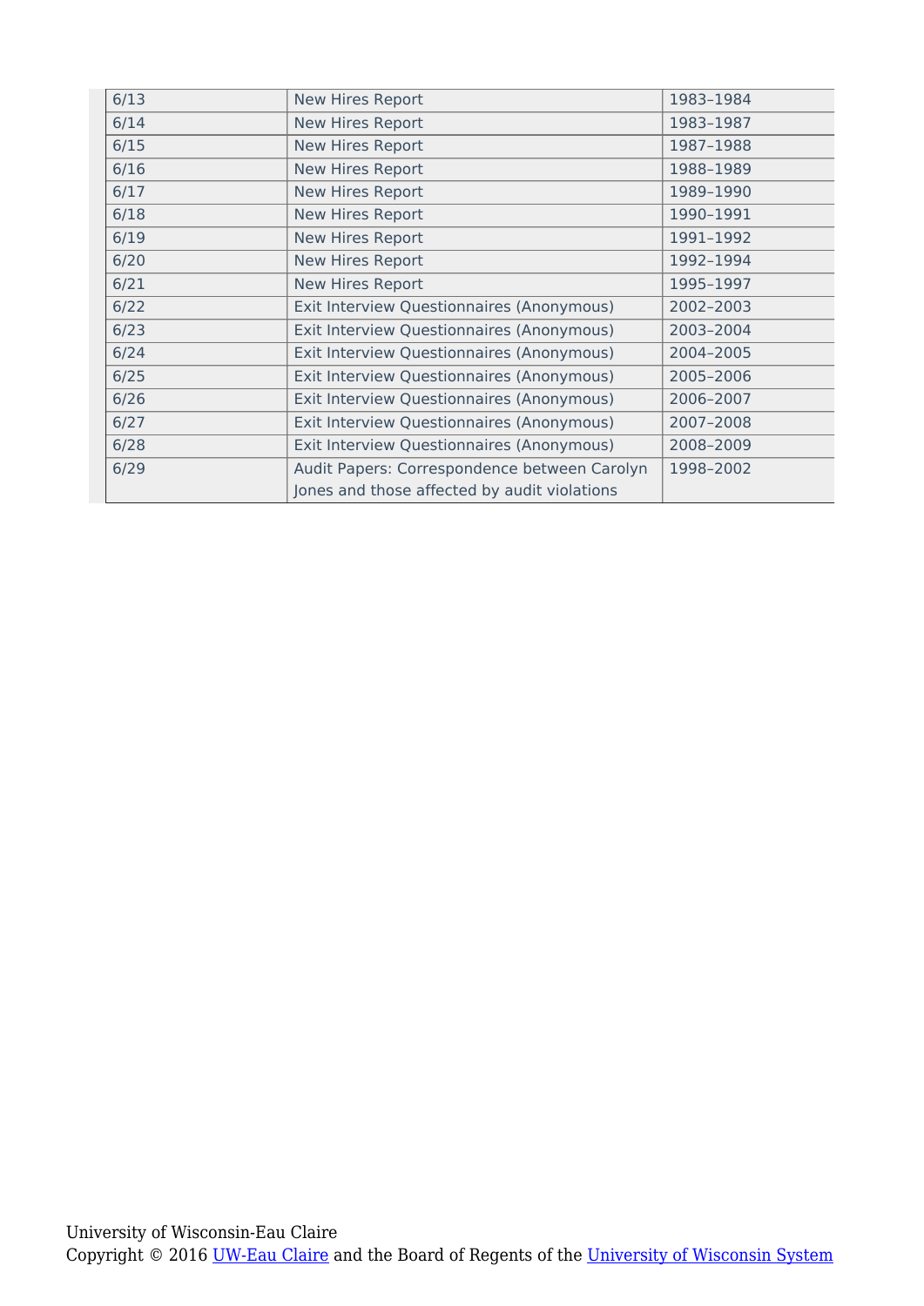| | | |
|---|---|---|
| 6/13 | New Hires Report | 1983–1984 |
| 6/14 | New Hires Report | 1983–1987 |
| 6/15 | New Hires Report | 1987–1988 |
| 6/16 | New Hires Report | 1988–1989 |
| 6/17 | New Hires Report | 1989–1990 |
| 6/18 | New Hires Report | 1990–1991 |
| 6/19 | New Hires Report | 1991–1992 |
| 6/20 | New Hires Report | 1992–1994 |
| 6/21 | New Hires Report | 1995–1997 |
| 6/22 | Exit Interview Questionnaires (Anonymous) | 2002–2003 |
| 6/23 | Exit Interview Questionnaires (Anonymous) | 2003–2004 |
| 6/24 | Exit Interview Questionnaires (Anonymous) | 2004–2005 |
| 6/25 | Exit Interview Questionnaires (Anonymous) | 2005–2006 |
| 6/26 | Exit Interview Questionnaires (Anonymous) | 2006–2007 |
| 6/27 | Exit Interview Questionnaires (Anonymous) | 2007–2008 |
| 6/28 | Exit Interview Questionnaires (Anonymous) | 2008–2009 |
| 6/29 | Audit Papers: Correspondence between Carolyn Jones and those affected by audit violations | 1998–2002 |

University of Wisconsin-Eau Claire
Copyright © 2016 UW-Eau Claire and the Board of Regents of the University of Wisconsin System